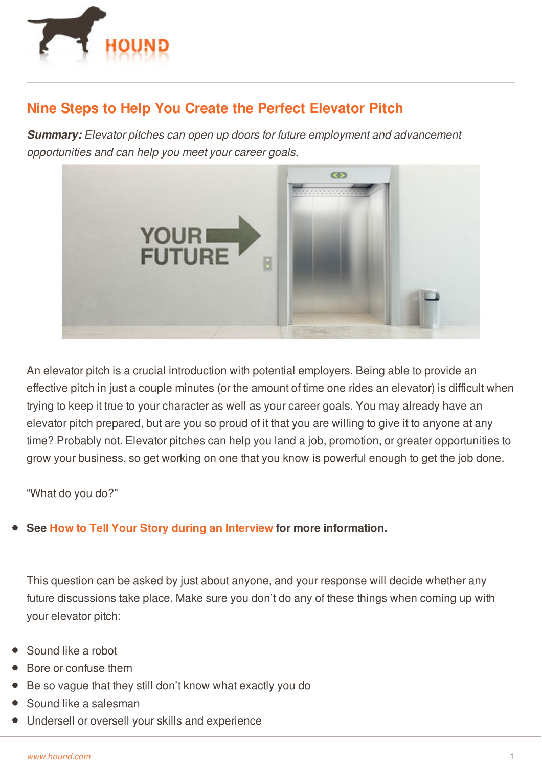# Nine Steps to Help You Create the Perfect Elevator Pitch

***Summary:*** *Elevator pitches can open up doors for future employment and advancement opportunities and can help you meet your career goals.*

An elevator pitch is a crucial introduction with potential employers. Being able to provide an effective pitch in just a couple minutes (or the amount of time one rides an elevator) is difficult when trying to keep it true to your character as well as your career goals. You may already have an elevator pitch prepared, but are you so proud of it that you are willing to give it to anyone at any time? Probably not. Elevator pitches can help you land a job, promotion, or greater opportunities to grow your business, so get working on one that you know is powerful enough to get the job done.

"What do you do?"

- **See How to Tell Your Story during an Interview for more information.**

This question can be asked by just about anyone, and your response will decide whether any future discussions take place. Make sure you don't do any of these things when coming up with your elevator pitch:

- Sound like a robot
- Bore or confuse them
- Be so vague that they still don't know what exactly you do
- Sound like a salesman
- Undersell or oversell your skills and experience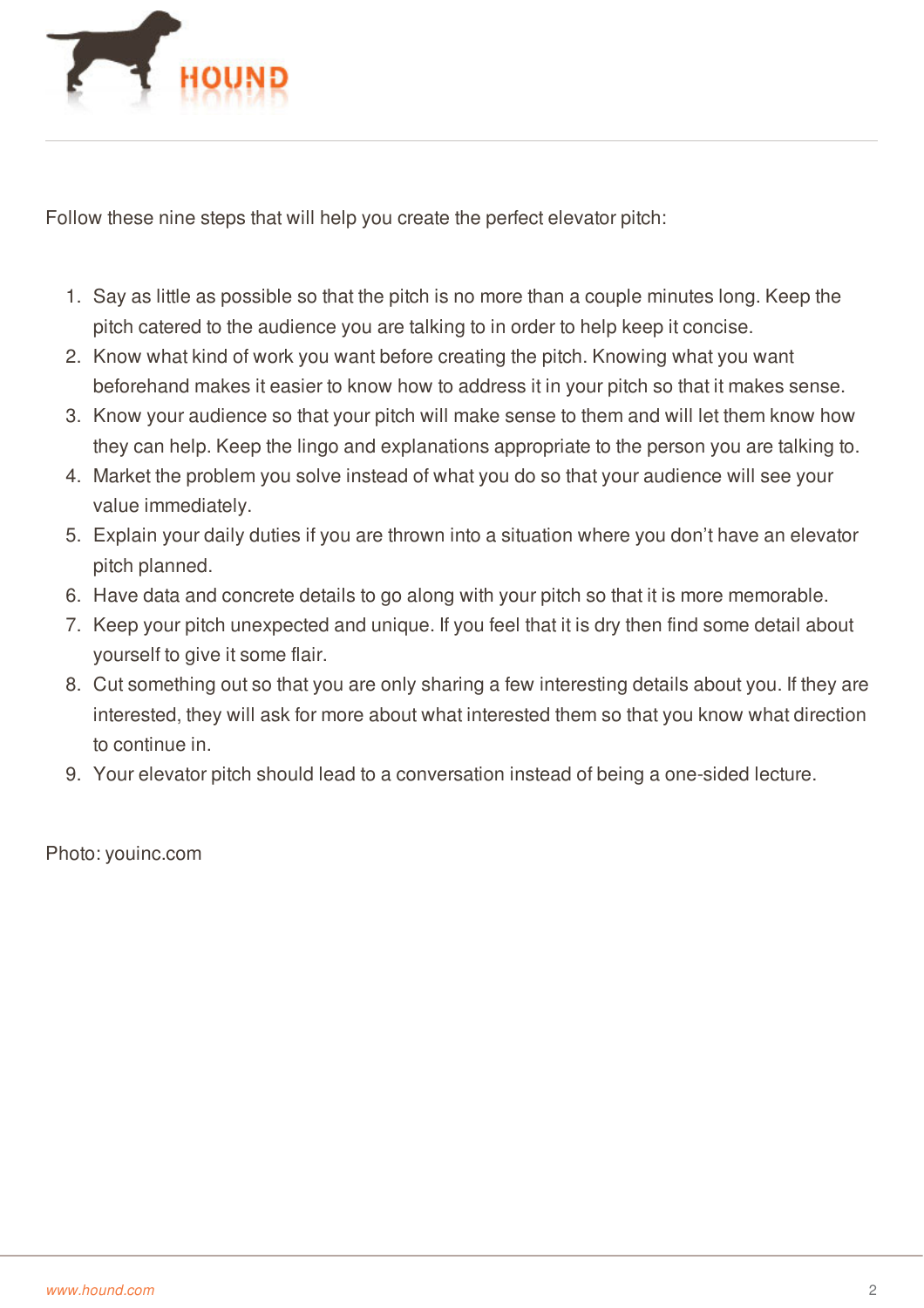Follow these nine steps that will help you create the perfect elevator pitch:

1. Say as little as possible so that the pitch is no more than a couple minutes long. Keep the pitch catered to the audience you are talking to in order to help keep it concise.
2. Know what kind of work you want before creating the pitch. Knowing what you want beforehand makes it easier to know how to address it in your pitch so that it makes sense.
3. Know your audience so that your pitch will make sense to them and will let them know how they can help. Keep the lingo and explanations appropriate to the person you are talking to.
4. Market the problem you solve instead of what you do so that your audience will see your value immediately.
5. Explain your daily duties if you are thrown into a situation where you don't have an elevator pitch planned.
6. Have data and concrete details to go along with your pitch so that it is more memorable.
7. Keep your pitch unexpected and unique. If you feel that it is dry then find some detail about yourself to give it some flair.
8. Cut something out so that you are only sharing a few interesting details about you. If they are interested, they will ask for more about what interested them so that you know what direction to continue in.
9. Your elevator pitch should lead to a conversation instead of being a one-sided lecture.

Photo: youinc.com